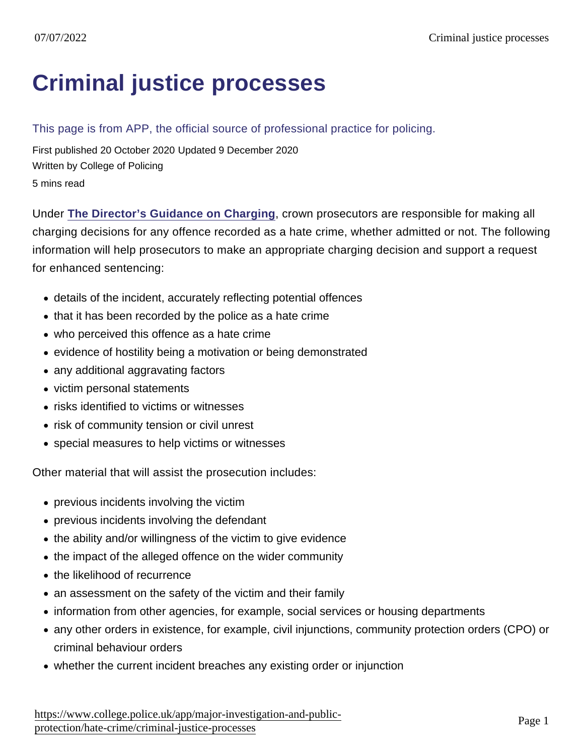# Criminal justice processes

This page is from APP, the official source of professional practice for policing.

First published 20 October 2020 Updated 9 December 2020

Written by College of Policing

5 mins read

Under **The Director's Guidance on Charging**, crown prosecutors are responsible for making all charging decisions for any offence recorded as a hate crime, whether admitted or not. The following information will help prosecutors to make an appropriate charging decision and support a request for enhanced sentencing:

- details of the incident, accurately reflecting potential offences
- that it has been recorded by the police as a hate crime
- who perceived this offence as a hate crime
- evidence of hostility being a motivation or being demonstrated
- any additional aggravating factors
- victim personal statements
- risks identified to victims or witnesses
- risk of community tension or civil unrest
- special measures to help victims or witnesses

Other material that will assist the prosecution includes:

- previous incidents involving the victim
- previous incidents involving the defendant
- the ability and/or willingness of the victim to give evidence
- the impact of the alleged offence on the wider community
- the likelihood of recurrence
- an assessment on the safety of the victim and their family
- information from other agencies, for example, social services or housing departments
- any other orders in existence, for example, civil injunctions, community protection orders (CPO) or criminal behaviour orders
- whether the current incident breaches any existing order or injunction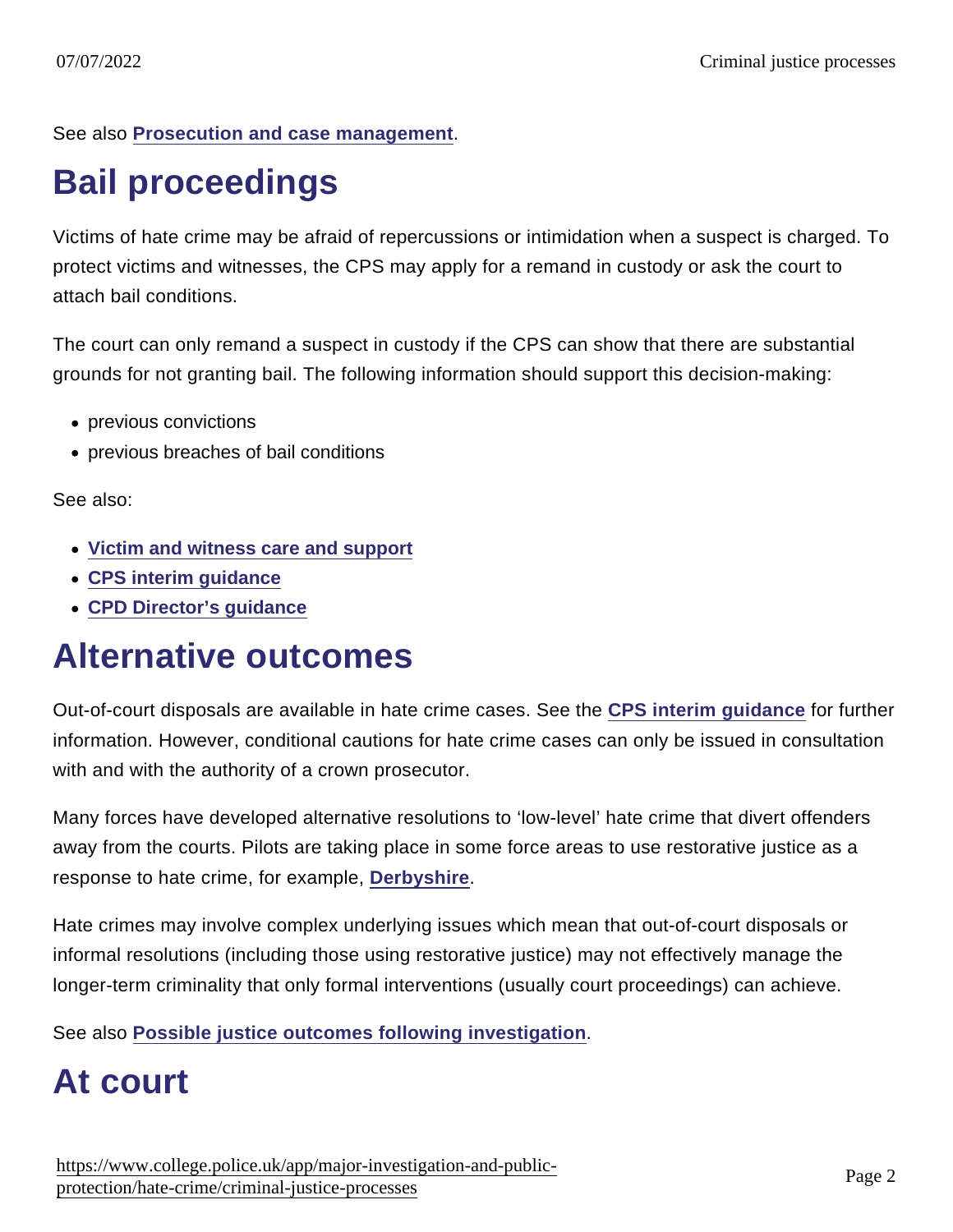See also Prosecution and case management.

# Bail proceedings

Victims of hate crime may be afraid of repercussions or intimidation when a suspect is charged. To protect victims and witnesses, the CPS may apply for a remand in custody or ask the court to attach bail conditions.

The court can only remand a suspect in custody if the CPS can show that there are substantial grounds for not granting bail. The following information should support this decision-making:

- previous convictions
- previous breaches of bail conditions

See also:

- Victim and witness care and support
- CPS interim guidance
- CPD Director's guidance

# Alternative outcomes

Out-of-court disposals are available in hate crime cases. See the CPS interim guidance for further information. However, conditional cautions for hate crime cases can only be issued in consultation with and with the authority of a crown prosecutor.

Many forces have developed alternative resolutions to 'low-level' hate crime that divert offenders away from the courts. Pilots are taking place in some force areas to use restorative justice as a response to hate crime, for example, Derbyshire.

Hate crimes may involve complex underlying issues which mean that out-of-court disposals or informal resolutions (including those using restorative justice) may not effectively manage the longer-term criminality that only formal interventions (usually court proceedings) can achieve.

See also Possible justice outcomes following investigation.

# At court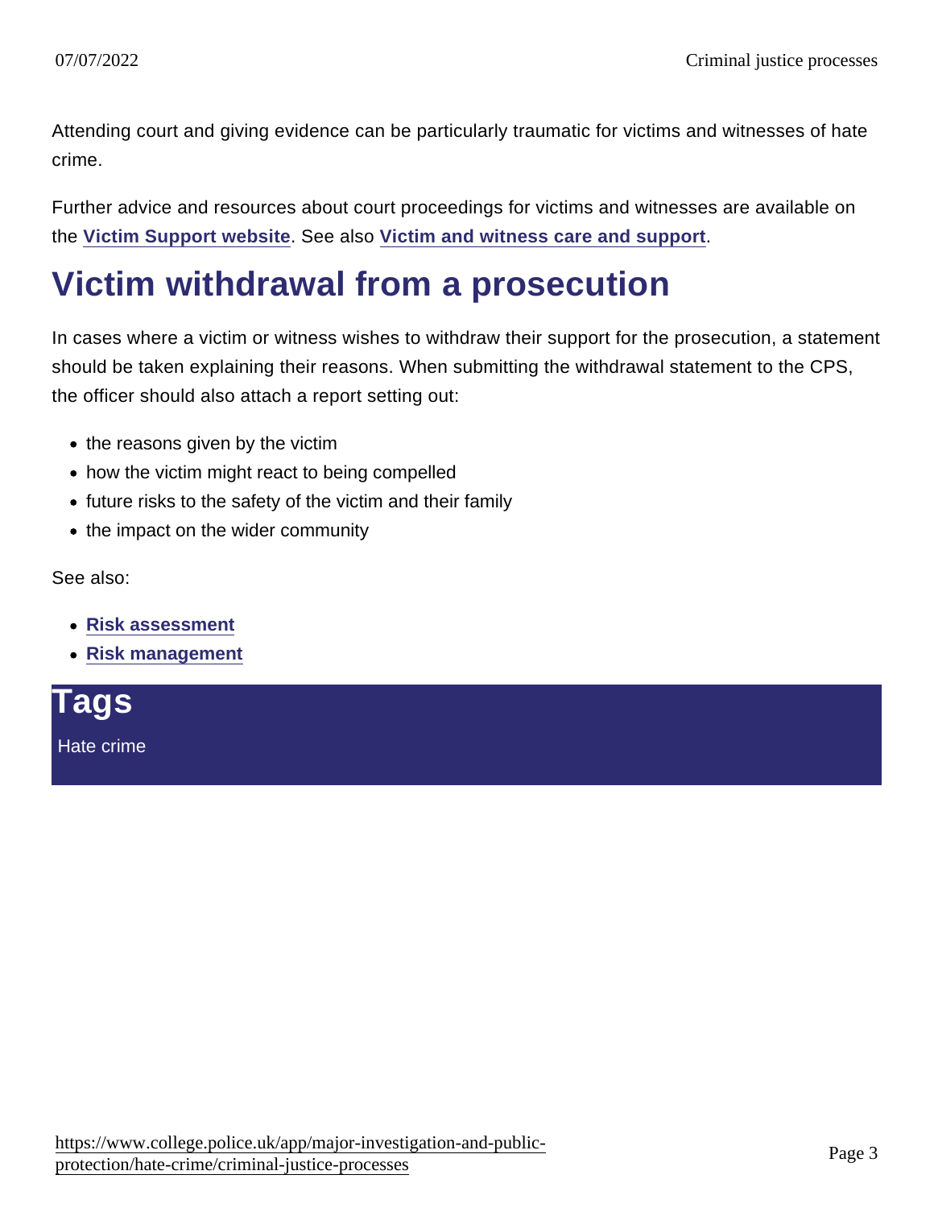Attending court and giving evidence can be particularly traumatic for victims and witnesses of hate crime.

Further advice and resources about court proceedings for victims and witnesses are available on the **Victim Support website**. See also **Victim and witness care and support**.

# Victim withdrawal from a prosecution

In cases where a victim or witness wishes to withdraw their support for the prosecution, a statement should be taken explaining their reasons. When submitting the withdrawal statement to the CPS, the officer should also attach a report setting out:

- the reasons given by the victim
- how the victim might react to being compelled
- future risks to the safety of the victim and their family
- the impact on the wider community

See also:

- **Risk assessment**
- **Risk management**

## Tags

Hate crime